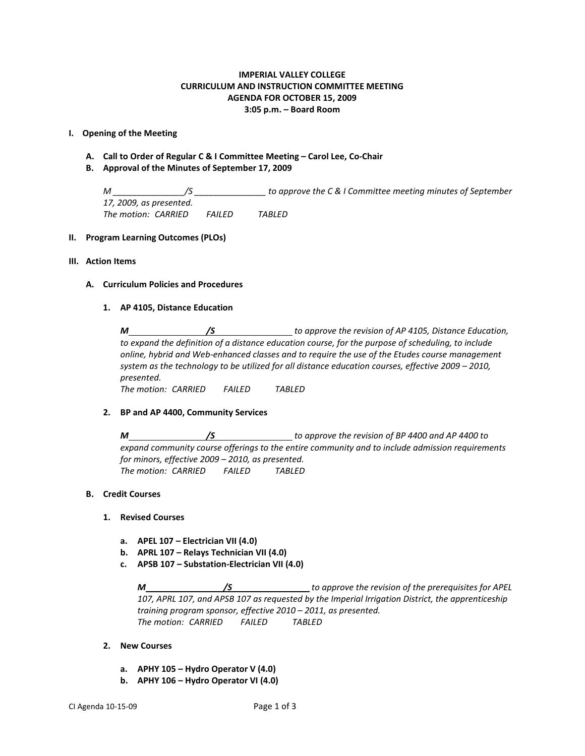**IMPERIAL VALLEY COLLEGE**
**CURRICULUM AND INSTRUCTION COMMITTEE MEETING**
**AGENDA FOR OCTOBER 15, 2009**
**3:05 p.m. – Board Room**

**I. Opening of the Meeting**

**A. Call to Order of Regular C & I Committee Meeting – Carol Lee, Co-Chair**

**B. Approval of the Minutes of September 17, 2009**

*M _______________/S _______________ to approve the C & I Committee meeting minutes of September 17, 2009, as presented.*
*The motion: CARRIED FAILED TABLED*

**II. Program Learning Outcomes (PLOs)**

**III. Action Items**

**A. Curriculum Policies and Procedures**

**1. AP 4105, Distance Education**

***M_______________/S_______________*** *to approve the revision of AP 4105, Distance Education, to expand the definition of a distance education course, for the purpose of scheduling, to include online, hybrid and Web-enhanced classes and to require the use of the Etudes course management system as the technology to be utilized for all distance education courses, effective 2009 – 2010, presented.*
*The motion: CARRIED FAILED TABLED*

**2. BP and AP 4400, Community Services**

***M_______________/S_______________*** *to approve the revision of BP 4400 and AP 4400 to expand community course offerings to the entire community and to include admission requirements for minors, effective 2009 – 2010, as presented.*
*The motion: CARRIED FAILED TABLED*

**B. Credit Courses**

**1. Revised Courses**

**a. APEL 107 – Electrician VII (4.0)**
**b. APRL 107 – Relays Technician VII (4.0)**
**c. APSB 107 – Substation-Electrician VII (4.0)**

***M_______________/S_______________*** *to approve the revision of the prerequisites for APEL 107, APRL 107, and APSB 107 as requested by the Imperial Irrigation District, the apprenticeship training program sponsor, effective 2010 – 2011, as presented.*
*The motion: CARRIED FAILED TABLED*

**2. New Courses**

**a. APHY 105 – Hydro Operator V (4.0)**
**b. APHY 106 – Hydro Operator VI (4.0)**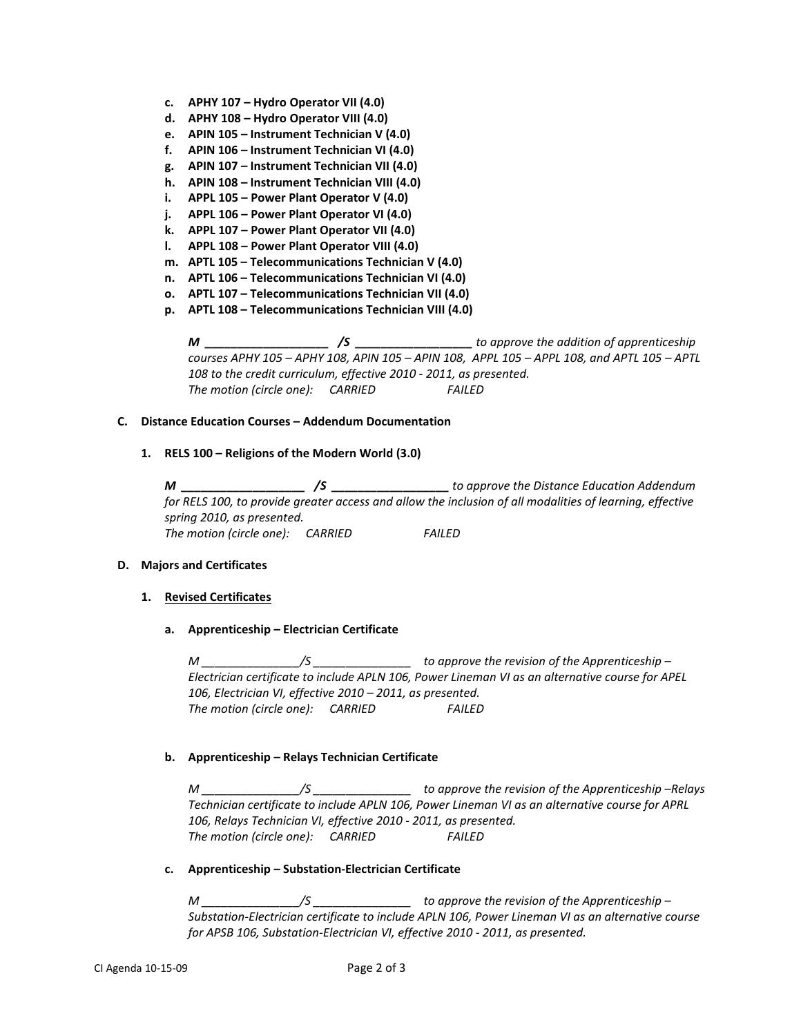c. **APHY 107 – Hydro Operator VII (4.0)**
d. **APHY 108 – Hydro Operator VIII (4.0)**
e. **APIN 105 – Instrument Technician V (4.0)**
f. **APIN 106 – Instrument Technician VI (4.0)**
g. **APIN 107 – Instrument Technician VII (4.0)**
h. **APIN 108 – Instrument Technician VIII (4.0)**
i. **APPL 105 – Power Plant Operator V (4.0)**
j. **APPL 106 – Power Plant Operator VI (4.0)**
k. **APPL 107 – Power Plant Operator VII (4.0)**
l. **APPL 108 – Power Plant Operator VIII (4.0)**
m. **APTL 105 – Telecommunications Technician V (4.0)**
n. **APTL 106 – Telecommunications Technician VI (4.0)**
o. **APTL 107 – Telecommunications Technician VII (4.0)**
p. **APTL 108 – Telecommunications Technician VIII (4.0)**

*M __________________ /S _________________ to approve the addition of apprenticeship courses APHY 105 – APHY 108, APIN 105 – APIN 108, APPL 105 – APPL 108, and APTL 105 – APTL 108 to the credit curriculum, effective 2010 - 2011, as presented.*
*The motion (circle one): CARRIED FAILED*

**C. Distance Education Courses – Addendum Documentation**

**1. RELS 100 – Religions of the Modern World (3.0)**

*M __________________ /S _________________ to approve the Distance Education Addendum for RELS 100, to provide greater access and allow the inclusion of all modalities of learning, effective spring 2010, as presented.*
*The motion (circle one): CARRIED FAILED*

**D. Majors and Certificates**

**1. Revised Certificates**

**a. Apprenticeship – Electrician Certificate**

*M _______________/S _______________ to approve the revision of the Apprenticeship – Electrician certificate to include APLN 106, Power Lineman VI as an alternative course for APEL 106, Electrician VI, effective 2010 – 2011, as presented.*
*The motion (circle one): CARRIED FAILED*

**b. Apprenticeship – Relays Technician Certificate**

*M _______________/S _______________ to approve the revision of the Apprenticeship –Relays Technician certificate to include APLN 106, Power Lineman VI as an alternative course for APRL 106, Relays Technician VI, effective 2010 - 2011, as presented.*
*The motion (circle one): CARRIED FAILED*

**c. Apprenticeship – Substation-Electrician Certificate**

*M _______________/S _______________ to approve the revision of the Apprenticeship – Substation-Electrician certificate to include APLN 106, Power Lineman VI as an alternative course for APSB 106, Substation-Electrician VI, effective 2010 - 2011, as presented.*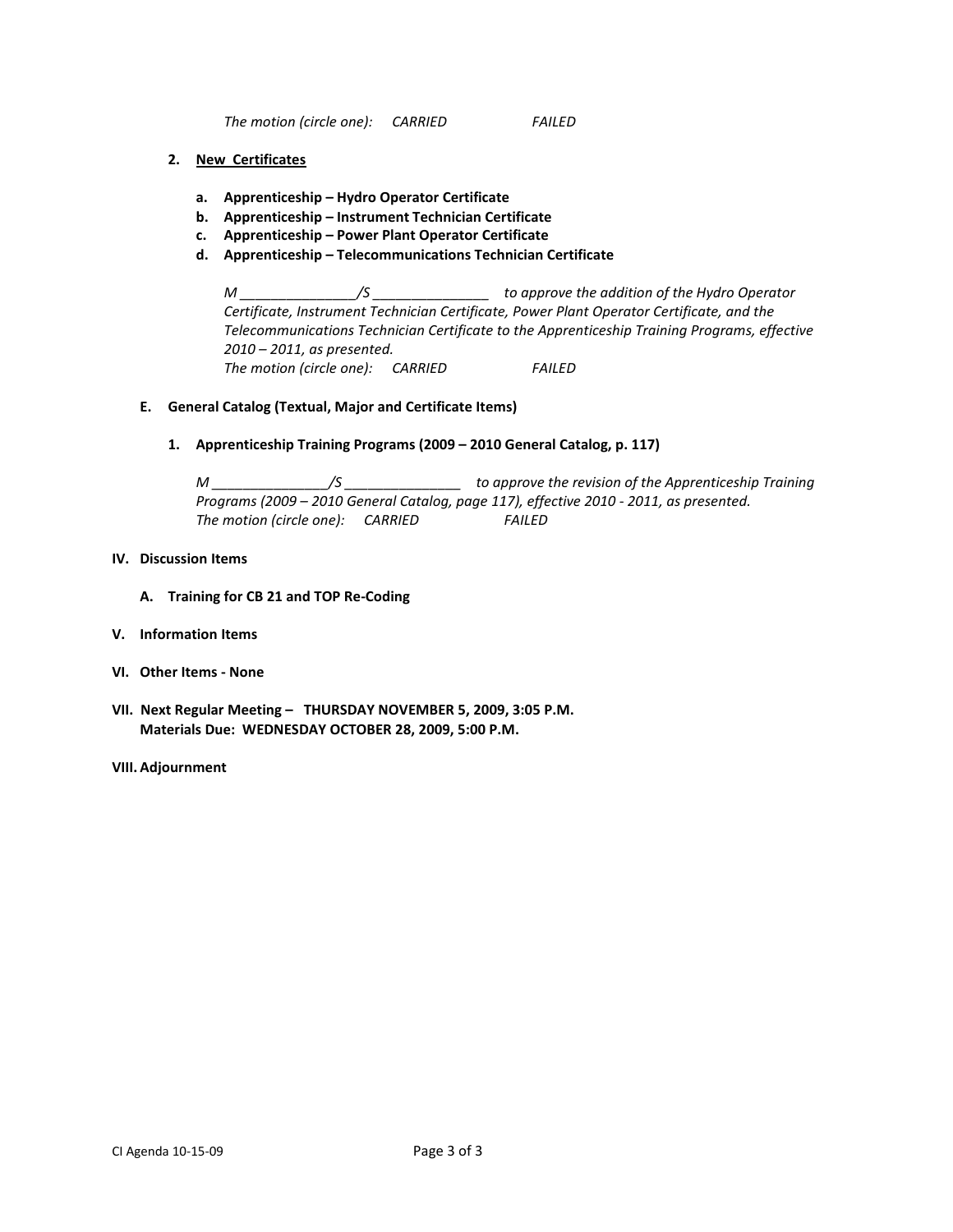*The motion (circle one): CARRIED FAILED*

2. **New Certificates**

   a. **Apprenticeship – Hydro Operator Certificate**
   b. **Apprenticeship – Instrument Technician Certificate**
   c. **Apprenticeship – Power Plant Operator Certificate**
   d. **Apprenticeship – Telecommunications Technician Certificate**

   *M _______________/S _______________ to approve the addition of the Hydro Operator Certificate, Instrument Technician Certificate, Power Plant Operator Certificate, and the Telecommunications Technician Certificate to the Apprenticeship Training Programs, effective 2010 – 2011, as presented.*
   *The motion (circle one): CARRIED FAILED*

**E. General Catalog (Textual, Major and Certificate Items)**

1. **Apprenticeship Training Programs (2009 – 2010 General Catalog, p. 117)**

   *M _______________/S _______________ to approve the revision of the Apprenticeship Training Programs (2009 – 2010 General Catalog, page 117), effective 2010 - 2011, as presented.*
   *The motion (circle one): CARRIED FAILED*

**IV. Discussion Items**

**A. Training for CB 21 and TOP Re-Coding**

**V. Information Items**

**VI. Other Items - None**

**VII. Next Regular Meeting – THURSDAY NOVEMBER 5, 2009, 3:05 P.M.**
**Materials Due: WEDNESDAY OCTOBER 28, 2009, 5:00 P.M.**

**VIII. Adjournment**